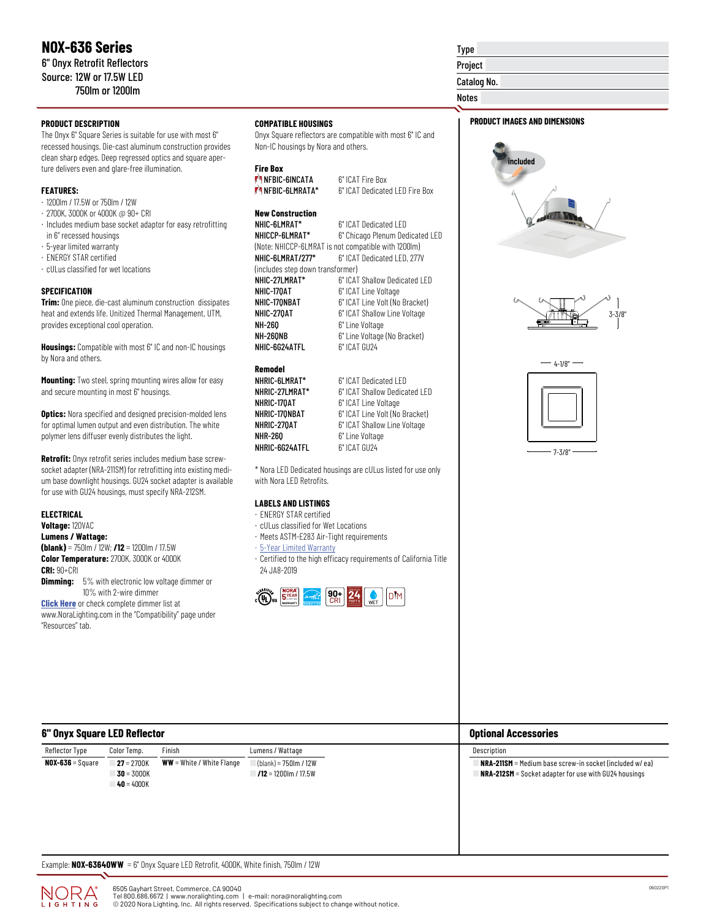# NOX-636 Series

6" Onyx Retrofit Reflectors
Source: 12W or 17.5W LED
750lm or 1200lm

| Type | |
|---|---|
| Project | |
| Catalog No. | |
| Notes | |

### PRODUCT DESCRIPTION

The Onyx 6" Square Series is suitable for use with most 6" recessed housings. Die-cast aluminum construction provides clean sharp edges. Deep regressed optics and square aperture delivers even and glare-free illumination.

### FEATURES:

- 1200lm / 17.5W or 750lm / 12W
- 2700K, 3000K or 4000K @ 90+ CRI
- Includes medium base socket adaptor for easy retrofitting in 6" recessed housings
- 5-year limited warranty
- ENERGY STAR certified
- cULus classified for wet locations

### SPECIFICATION

**Trim:** One piece, die-cast aluminum construction dissipates heat and extends life. Unitized Thermal Management, UTM, provides exceptional cool operation.

**Housings:** Compatible with most 6" IC and non-IC housings by Nora and others.

**Mounting:** Two steel, spring mounting wires allow for easy and secure mounting in most 6" housings.

**Optics:** Nora specified and designed precision-molded lens for optimal lumen output and even distribution. The white polymer lens diffuser evenly distributes the light.

**Retrofit:** Onyx retrofit series includes medium base screw-socket adapter (NRA-211SM) for retrofitting into existing medium base downlight housings. GU24 socket adapter is available for use with GU24 housings, must specify NRA-212SM.

### ELECTRICAL

**Voltage:** 120VAC
**Lumens / Wattage:**
**(blank)** = 750lm / 12W; **/12** = 1200lm / 17.5W
**Color Temperature:** 2700K, 3000K or 4000K
**CRI:** 90+CRI
**Dimming:** 5% with electronic low voltage dimmer or 10% with 2-wire dimmer
**Click Here** or check complete dimmer list at www.NoraLighting.com in the "Compatibility" page under "Resources" tab.

### COMPATIBLE HOUSINGS

Onyx Square reflectors are compatible with most 6" IC and Non-IC housings by Nora and others.

**Fire Box**

| | |
|---|---|
| NFBIC-6INCATA | 6" ICAT Fire Box |
| NFBIC-6LMRATA* | 6" ICAT Dedicated LED Fire Box |

**New Construction**

| | |
|---|---|
| NHIC-6LMRAT* | 6" ICAT Dedicated LED |
| NHICCP-6LMRAT* | 6" Chicago Plenum Dedicated LED |
| (Note: NHICCP-6LMRAT is not compatible with 1200lm) | |
| NHIC-6LMRAT/277* | 6" ICAT Dedicated LED, 277V (includes step down transformer) |
| NHIC-27LMRAT* | 6" ICAT Shallow Dedicated LED |
| NHIC-17QAT | 6" ICAT Line Voltage |
| NHIC-17QNBAT | 6" ICAT Line Volt (No Bracket) |
| NHIC-27QAT | 6" ICAT Shallow Line Voltage |
| NH-26Q | 6" Line Voltage |
| NH-26QNB | 6" Line Voltage (No Bracket) |
| NHIC-6G24ATFL | 6" ICAT GU24 |

**Remodel**

| | |
|---|---|
| NHRIC-6LMRAT* | 6" ICAT Dedicated LED |
| NHRIC-27LMRAT* | 6" ICAT Shallow Dedicated LED |
| NHRIC-17QAT | 6" ICAT Line Voltage |
| NHRIC-17QNBAT | 6" ICAT Line Volt (No Bracket) |
| NHRIC-27QAT | 6" ICAT Shallow Line Voltage |
| NHR-26Q | 6" Line Voltage |
| NHRIC-6G24ATFL | 6" ICAT GU24 |

* Nora LED Dedicated housings are cULus listed for use only with Nora LED Retrofits.

### LABELS AND LISTINGS

- ENERGY STAR certified
- cULus classified for Wet Locations
- Meets ASTM-E283 Air-Tight requirements
- 5-Year Limited Warranty
- Certified to the high efficacy requirements of California Title 24 JA8-2019

### PRODUCT IMAGES AND DIMENSIONS

included

3-3/8"

4-1/8"

7-3/8"

## 6" Onyx Square LED Reflector

| Reflector Type | Color Temp. | Finish | Lumens / Wattage |
|---|---|---|---|
| **NOX-636** = Square | **27** = 2700K<br>**30** = 3000K<br>**40** = 4000K | **WW** = White / White Flange | (blank) = 750lm / 12W<br>**/12** = 1200lm / 17.5W |

## Optional Accessories

| Description |
|---|
| **NRA-211SM** = Medium base screw-in socket (included w/ ea) |
| **NRA-212SM** = Socket adapter for use with GU24 housings |

Example: **NOX-63640WW** = 6" Onyx Square LED Retrofit, 4000K, White finish, 750lm / 12W

6505 Gayhart Street, Commerce, CA 90040
Tel 800.686.6672 | www.noralighting.com | e-mail: nora@noralighting.com
© 2020 Nora Lighting, Inc. All rights reserved. Specifications subject to change without notice.

060220P1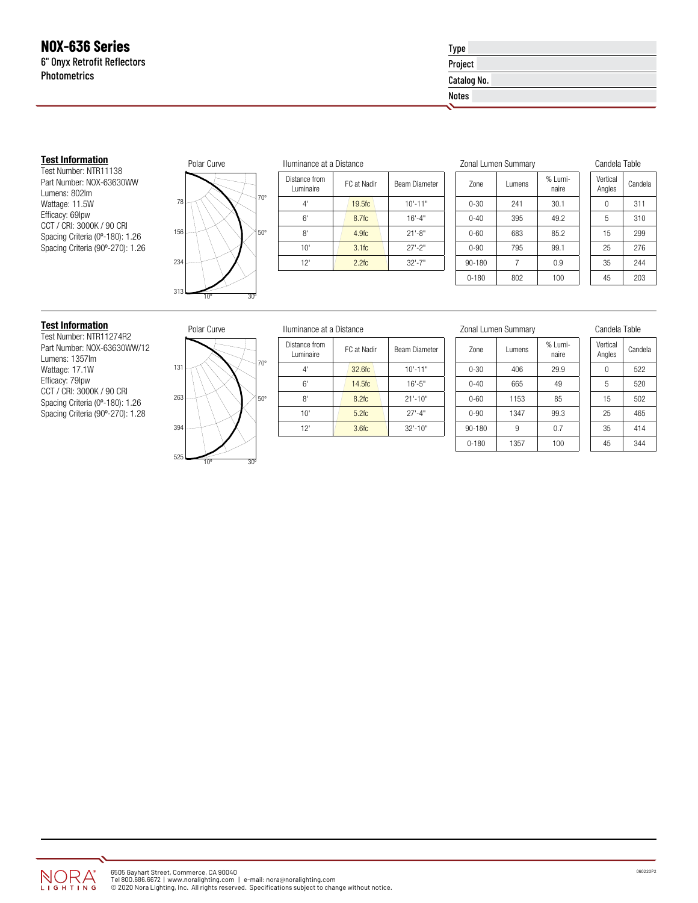# NOX-636 Series

6" Onyx Retrofit Reflectors
Photometrics

| | |
|---|---|
| Type | |
| Project | |
| Catalog No. | |
| Notes | |

## Test Information

Test Number: NTR11138
Part Number: NOX-63630WW
Lumens: 802lm
Wattage: 11.5W
Efficacy: 69lpw
CCT / CRI: 3000K / 90 CRI
Spacing Criteria (0º-180): 1.26
Spacing Criteria (90º-270): 1.26

Polar Curve

78
156
234
313
70º
50º
10º
30º

Illuminance at a Distance

| Distance from Luminaire | FC at Nadir | Beam Diameter |
|---|---|---|
| 4' | 19.5fc | 10'-11" |
| 6' | 8.7fc | 16'-4" |
| 8' | 4.9fc | 21'-8" |
| 10' | 3.1fc | 27'-2" |
| 12' | 2.2fc | 32'-7" |

Zonal Lumen Summary

| Zone | Lumens | % Luminaire |
|---|---|---|
| 0-30 | 241 | 30.1 |
| 0-40 | 395 | 49.2 |
| 0-60 | 683 | 85.2 |
| 0-90 | 795 | 99.1 |
| 90-180 | 7 | 0.9 |
| 0-180 | 802 | 100 |

Candela Table

| Vertical Angles | Candela |
|---|---|
| 0 | 311 |
| 5 | 310 |
| 15 | 299 |
| 25 | 276 |
| 35 | 244 |
| 45 | 203 |

## Test Information

Test Number: NTR11274R2
Part Number: NOX-63630WW/12
Lumens: 1357lm
Wattage: 17.1W
Efficacy: 79lpw
CCT / CRI: 3000K / 90 CRI
Spacing Criteria (0º-180): 1.26
Spacing Criteria (90º-270): 1.28

Polar Curve

131
263
394
525
70º
50º
10º
30º

Illuminance at a Distance

| Distance from Luminaire | FC at Nadir | Beam Diameter |
|---|---|---|
| 4' | 32.6fc | 10'-11" |
| 6' | 14.5fc | 16'-5" |
| 8' | 8.2fc | 21'-10" |
| 10' | 5.2fc | 27'-4" |
| 12' | 3.6fc | 32'-10" |

Zonal Lumen Summary

| Zone | Lumens | % Luminaire |
|---|---|---|
| 0-30 | 406 | 29.9 |
| 0-40 | 665 | 49 |
| 0-60 | 1153 | 85 |
| 0-90 | 1347 | 99.3 |
| 90-180 | 9 | 0.7 |
| 0-180 | 1357 | 100 |

Candela Table

| Vertical Angles | Candela |
|---|---|
| 0 | 522 |
| 5 | 520 |
| 15 | 502 |
| 25 | 465 |
| 35 | 414 |
| 45 | 344 |

NORA® LIGHTING

6505 Gayhart Street, Commerce, CA 90040
Tel 800.686.6672 | www.noralighting.com | e-mail: nora@noralighting.com
© 2020 Nora Lighting, Inc. All rights reserved. Specifications subject to change without notice.

060220P2